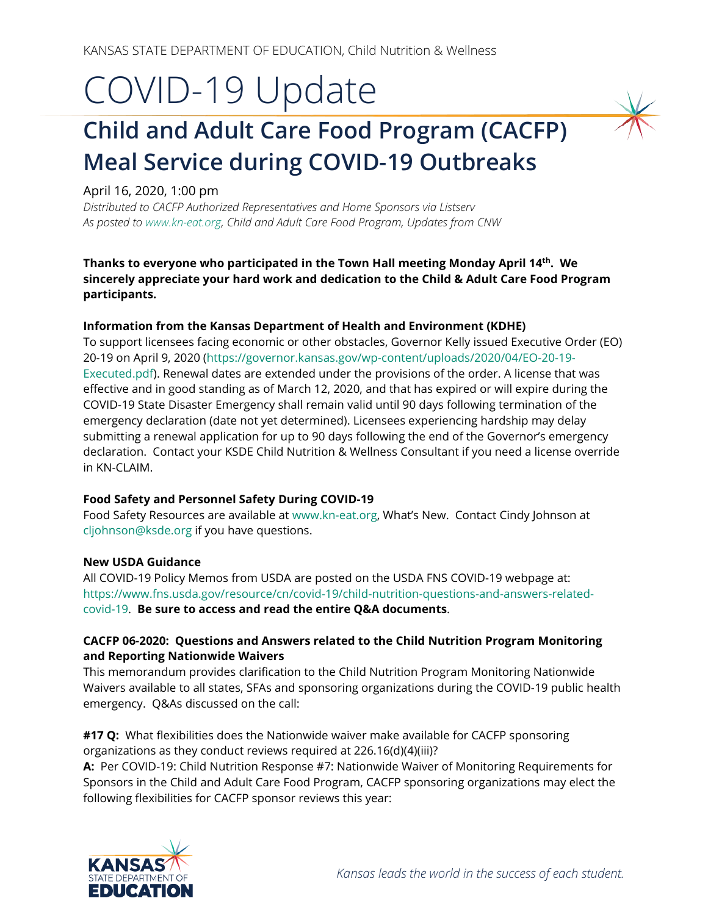KANSAS STATE DEPARTMENT OF EDUCATION, Child Nutrition & Wellness

# COVID-19 Update

## Child and Adult Care Food Program (CACFP) Meal Service during COVID-19 Outbreaks

April 16, 2020, 1:00 pm

*Distributed to CACFP Authorized Representatives and Home Sponsors via Listserv*
*As posted to www.kn-eat.org, Child and Adult Care Food Program, Updates from CNW*

**Thanks to everyone who participated in the Town Hall meeting Monday April 14th. We sincerely appreciate your hard work and dedication to the Child & Adult Care Food Program participants.**

**Information from the Kansas Department of Health and Environment (KDHE)**

To support licensees facing economic or other obstacles, Governor Kelly issued Executive Order (EO) 20-19 on April 9, 2020 (https://governor.kansas.gov/wp-content/uploads/2020/04/EO-20-19-Executed.pdf). Renewal dates are extended under the provisions of the order. A license that was effective and in good standing as of March 12, 2020, and that has expired or will expire during the COVID-19 State Disaster Emergency shall remain valid until 90 days following termination of the emergency declaration (date not yet determined). Licensees experiencing hardship may delay submitting a renewal application for up to 90 days following the end of the Governor's emergency declaration. Contact your KSDE Child Nutrition & Wellness Consultant if you need a license override in KN-CLAIM.

**Food Safety and Personnel Safety During COVID-19**

Food Safety Resources are available at www.kn-eat.org, What's New. Contact Cindy Johnson at cljohnson@ksde.org if you have questions.

**New USDA Guidance**

All COVID-19 Policy Memos from USDA are posted on the USDA FNS COVID-19 webpage at: https://www.fns.usda.gov/resource/cn/covid-19/child-nutrition-questions-and-answers-related-covid-19. **Be sure to access and read the entire Q&A documents**.

**CACFP 06-2020: Questions and Answers related to the Child Nutrition Program Monitoring and Reporting Nationwide Waivers**

This memorandum provides clarification to the Child Nutrition Program Monitoring Nationwide Waivers available to all states, SFAs and sponsoring organizations during the COVID-19 public health emergency. Q&As discussed on the call:

**#17 Q:** What flexibilities does the Nationwide waiver make available for CACFP sponsoring organizations as they conduct reviews required at 226.16(d)(4)(iii)?

**A:** Per COVID-19: Child Nutrition Response #7: Nationwide Waiver of Monitoring Requirements for Sponsors in the Child and Adult Care Food Program, CACFP sponsoring organizations may elect the following flexibilities for CACFP sponsor reviews this year:

Kansas leads the world in the success of each student.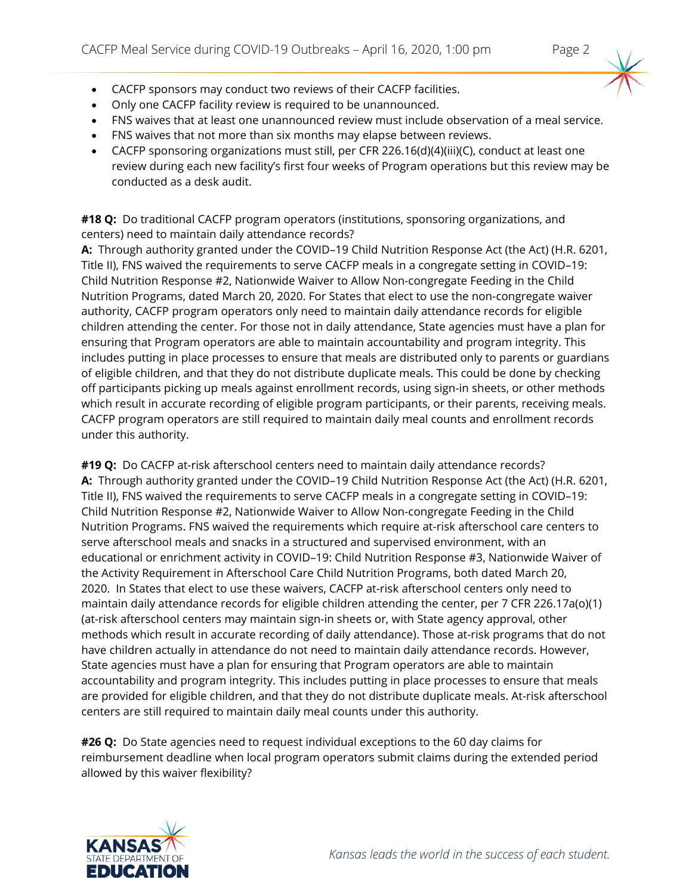- CACFP sponsors may conduct two reviews of their CACFP facilities.
- Only one CACFP facility review is required to be unannounced.
- FNS waives that at least one unannounced review must include observation of a meal service.
- FNS waives that not more than six months may elapse between reviews.
- CACFP sponsoring organizations must still, per CFR 226.16(d)(4)(iii)(C), conduct at least one review during each new facility's first four weeks of Program operations but this review may be conducted as a desk audit.

**#18 Q:** Do traditional CACFP program operators (institutions, sponsoring organizations, and centers) need to maintain daily attendance records?

**A:** Through authority granted under the COVID–19 Child Nutrition Response Act (the Act) (H.R. 6201, Title II), FNS waived the requirements to serve CACFP meals in a congregate setting in COVID–19: Child Nutrition Response #2, Nationwide Waiver to Allow Non-congregate Feeding in the Child Nutrition Programs, dated March 20, 2020. For States that elect to use the non-congregate waiver authority, CACFP program operators only need to maintain daily attendance records for eligible children attending the center. For those not in daily attendance, State agencies must have a plan for ensuring that Program operators are able to maintain accountability and program integrity. This includes putting in place processes to ensure that meals are distributed only to parents or guardians of eligible children, and that they do not distribute duplicate meals. This could be done by checking off participants picking up meals against enrollment records, using sign-in sheets, or other methods which result in accurate recording of eligible program participants, or their parents, receiving meals. CACFP program operators are still required to maintain daily meal counts and enrollment records under this authority.

**#19 Q:** Do CACFP at-risk afterschool centers need to maintain daily attendance records?

**A:** Through authority granted under the COVID–19 Child Nutrition Response Act (the Act) (H.R. 6201, Title II), FNS waived the requirements to serve CACFP meals in a congregate setting in COVID–19: Child Nutrition Response #2, Nationwide Waiver to Allow Non-congregate Feeding in the Child Nutrition Programs. FNS waived the requirements which require at-risk afterschool care centers to serve afterschool meals and snacks in a structured and supervised environment, with an educational or enrichment activity in COVID–19: Child Nutrition Response #3, Nationwide Waiver of the Activity Requirement in Afterschool Care Child Nutrition Programs, both dated March 20, 2020. In States that elect to use these waivers, CACFP at-risk afterschool centers only need to maintain daily attendance records for eligible children attending the center, per 7 CFR 226.17a(o)(1) (at-risk afterschool centers may maintain sign-in sheets or, with State agency approval, other methods which result in accurate recording of daily attendance). Those at-risk programs that do not have children actually in attendance do not need to maintain daily attendance records. However, State agencies must have a plan for ensuring that Program operators are able to maintain accountability and program integrity. This includes putting in place processes to ensure that meals are provided for eligible children, and that they do not distribute duplicate meals. At-risk afterschool centers are still required to maintain daily meal counts under this authority.

**#26 Q:** Do State agencies need to request individual exceptions to the 60 day claims for reimbursement deadline when local program operators submit claims during the extended period allowed by this waiver flexibility?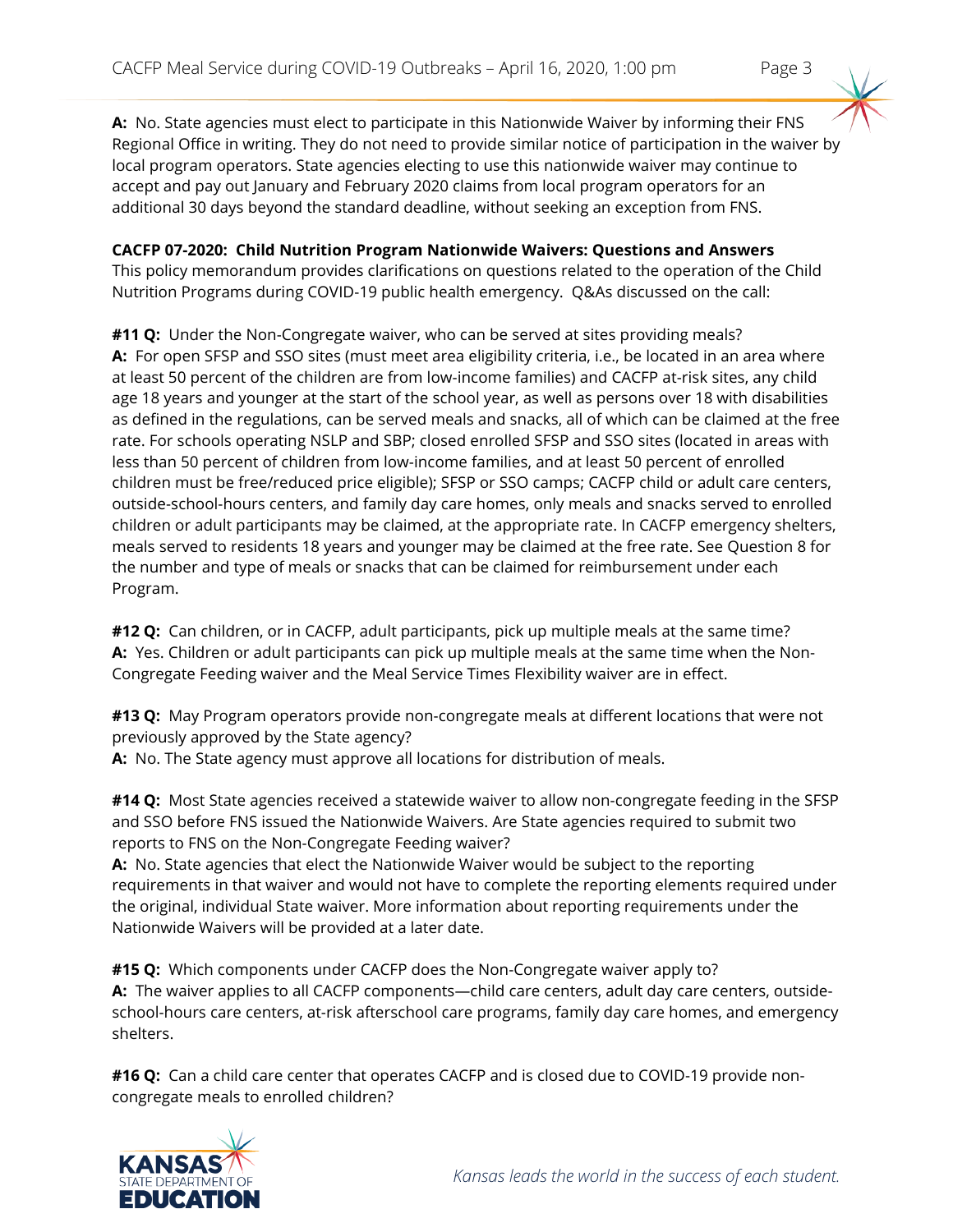**A:** No. State agencies must elect to participate in this Nationwide Waiver by informing their FNS Regional Office in writing. They do not need to provide similar notice of participation in the waiver by local program operators. State agencies electing to use this nationwide waiver may continue to accept and pay out January and February 2020 claims from local program operators for an additional 30 days beyond the standard deadline, without seeking an exception from FNS.

**CACFP 07-2020: Child Nutrition Program Nationwide Waivers: Questions and Answers**
This policy memorandum provides clarifications on questions related to the operation of the Child Nutrition Programs during COVID-19 public health emergency. Q&As discussed on the call:

**#11 Q:** Under the Non-Congregate waiver, who can be served at sites providing meals?
**A:** For open SFSP and SSO sites (must meet area eligibility criteria, i.e., be located in an area where at least 50 percent of the children are from low-income families) and CACFP at-risk sites, any child age 18 years and younger at the start of the school year, as well as persons over 18 with disabilities as defined in the regulations, can be served meals and snacks, all of which can be claimed at the free rate. For schools operating NSLP and SBP; closed enrolled SFSP and SSO sites (located in areas with less than 50 percent of children from low-income families, and at least 50 percent of enrolled children must be free/reduced price eligible); SFSP or SSO camps; CACFP child or adult care centers, outside-school-hours centers, and family day care homes, only meals and snacks served to enrolled children or adult participants may be claimed, at the appropriate rate. In CACFP emergency shelters, meals served to residents 18 years and younger may be claimed at the free rate. See Question 8 for the number and type of meals or snacks that can be claimed for reimbursement under each Program.

**#12 Q:** Can children, or in CACFP, adult participants, pick up multiple meals at the same time?
**A:** Yes. Children or adult participants can pick up multiple meals at the same time when the Non-Congregate Feeding waiver and the Meal Service Times Flexibility waiver are in effect.

**#13 Q:** May Program operators provide non-congregate meals at different locations that were not previously approved by the State agency?
**A:** No. The State agency must approve all locations for distribution of meals.

**#14 Q:** Most State agencies received a statewide waiver to allow non-congregate feeding in the SFSP and SSO before FNS issued the Nationwide Waivers. Are State agencies required to submit two reports to FNS on the Non-Congregate Feeding waiver?
**A:** No. State agencies that elect the Nationwide Waiver would be subject to the reporting requirements in that waiver and would not have to complete the reporting elements required under the original, individual State waiver. More information about reporting requirements under the Nationwide Waivers will be provided at a later date.

**#15 Q:** Which components under CACFP does the Non-Congregate waiver apply to?
**A:** The waiver applies to all CACFP components—child care centers, adult day care centers, outside-school-hours care centers, at-risk afterschool care programs, family day care homes, and emergency shelters.

**#16 Q:** Can a child care center that operates CACFP and is closed due to COVID-19 provide non-congregate meals to enrolled children?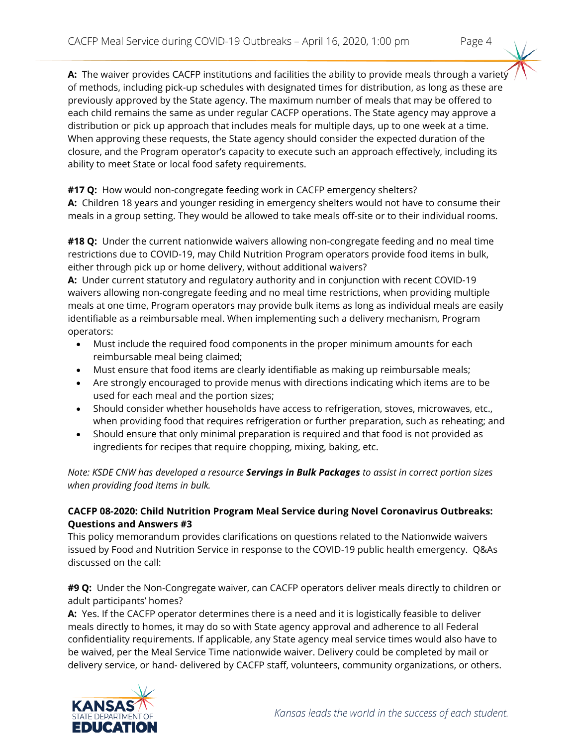**A:** The waiver provides CACFP institutions and facilities the ability to provide meals through a variety of methods, including pick-up schedules with designated times for distribution, as long as these are previously approved by the State agency. The maximum number of meals that may be offered to each child remains the same as under regular CACFP operations. The State agency may approve a distribution or pick up approach that includes meals for multiple days, up to one week at a time. When approving these requests, the State agency should consider the expected duration of the closure, and the Program operator's capacity to execute such an approach effectively, including its ability to meet State or local food safety requirements.

**#17 Q:** How would non-congregate feeding work in CACFP emergency shelters?
**A:** Children 18 years and younger residing in emergency shelters would not have to consume their meals in a group setting. They would be allowed to take meals off-site or to their individual rooms.

**#18 Q:** Under the current nationwide waivers allowing non-congregate feeding and no meal time restrictions due to COVID-19, may Child Nutrition Program operators provide food items in bulk, either through pick up or home delivery, without additional waivers?
**A:** Under current statutory and regulatory authority and in conjunction with recent COVID-19 waivers allowing non-congregate feeding and no meal time restrictions, when providing multiple meals at one time, Program operators may provide bulk items as long as individual meals are easily identifiable as a reimbursable meal. When implementing such a delivery mechanism, Program operators:

- Must include the required food components in the proper minimum amounts for each reimbursable meal being claimed;
- Must ensure that food items are clearly identifiable as making up reimbursable meals;
- Are strongly encouraged to provide menus with directions indicating which items are to be used for each meal and the portion sizes;
- Should consider whether households have access to refrigeration, stoves, microwaves, etc., when providing food that requires refrigeration or further preparation, such as reheating; and
- Should ensure that only minimal preparation is required and that food is not provided as ingredients for recipes that require chopping, mixing, baking, etc.

*Note: KSDE CNW has developed a resource* ***Servings in Bulk Packages*** *to assist in correct portion sizes when providing food items in bulk.*

**CACFP 08-2020: Child Nutrition Program Meal Service during Novel Coronavirus Outbreaks: Questions and Answers #3**

This policy memorandum provides clarifications on questions related to the Nationwide waivers issued by Food and Nutrition Service in response to the COVID-19 public health emergency. Q&As discussed on the call:

**#9 Q:** Under the Non-Congregate waiver, can CACFP operators deliver meals directly to children or adult participants' homes?
**A:** Yes. If the CACFP operator determines there is a need and it is logistically feasible to deliver meals directly to homes, it may do so with State agency approval and adherence to all Federal confidentiality requirements. If applicable, any State agency meal service times would also have to be waived, per the Meal Service Time nationwide waiver. Delivery could be completed by mail or delivery service, or hand- delivered by CACFP staff, volunteers, community organizations, or others.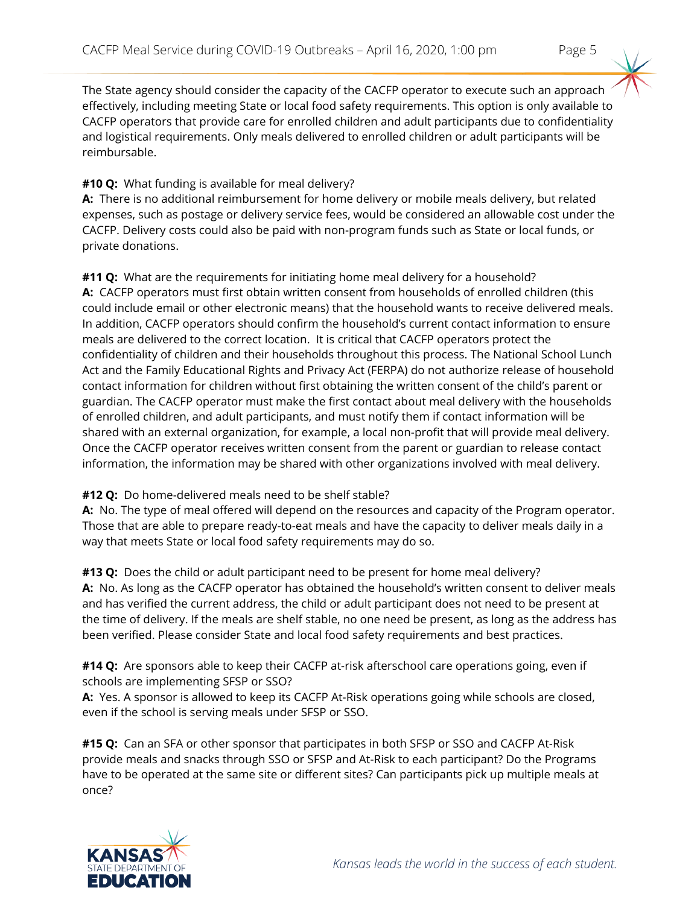The State agency should consider the capacity of the CACFP operator to execute such an approach effectively, including meeting State or local food safety requirements. This option is only available to CACFP operators that provide care for enrolled children and adult participants due to confidentiality and logistical requirements. Only meals delivered to enrolled children or adult participants will be reimbursable.

**#10 Q:** What funding is available for meal delivery?
**A:** There is no additional reimbursement for home delivery or mobile meals delivery, but related expenses, such as postage or delivery service fees, would be considered an allowable cost under the CACFP. Delivery costs could also be paid with non-program funds such as State or local funds, or private donations.

**#11 Q:** What are the requirements for initiating home meal delivery for a household?
**A:** CACFP operators must first obtain written consent from households of enrolled children (this could include email or other electronic means) that the household wants to receive delivered meals. In addition, CACFP operators should confirm the household's current contact information to ensure meals are delivered to the correct location. It is critical that CACFP operators protect the confidentiality of children and their households throughout this process. The National School Lunch Act and the Family Educational Rights and Privacy Act (FERPA) do not authorize release of household contact information for children without first obtaining the written consent of the child's parent or guardian. The CACFP operator must make the first contact about meal delivery with the households of enrolled children, and adult participants, and must notify them if contact information will be shared with an external organization, for example, a local non-profit that will provide meal delivery. Once the CACFP operator receives written consent from the parent or guardian to release contact information, the information may be shared with other organizations involved with meal delivery.

**#12 Q:** Do home-delivered meals need to be shelf stable?
**A:** No. The type of meal offered will depend on the resources and capacity of the Program operator. Those that are able to prepare ready-to-eat meals and have the capacity to deliver meals daily in a way that meets State or local food safety requirements may do so.

**#13 Q:** Does the child or adult participant need to be present for home meal delivery?
**A:** No. As long as the CACFP operator has obtained the household's written consent to deliver meals and has verified the current address, the child or adult participant does not need to be present at the time of delivery. If the meals are shelf stable, no one need be present, as long as the address has been verified. Please consider State and local food safety requirements and best practices.

**#14 Q:** Are sponsors able to keep their CACFP at-risk afterschool care operations going, even if schools are implementing SFSP or SSO?
**A:** Yes. A sponsor is allowed to keep its CACFP At-Risk operations going while schools are closed, even if the school is serving meals under SFSP or SSO.

**#15 Q:** Can an SFA or other sponsor that participates in both SFSP or SSO and CACFP At-Risk provide meals and snacks through SSO or SFSP and At-Risk to each participant? Do the Programs have to be operated at the same site or different sites? Can participants pick up multiple meals at once?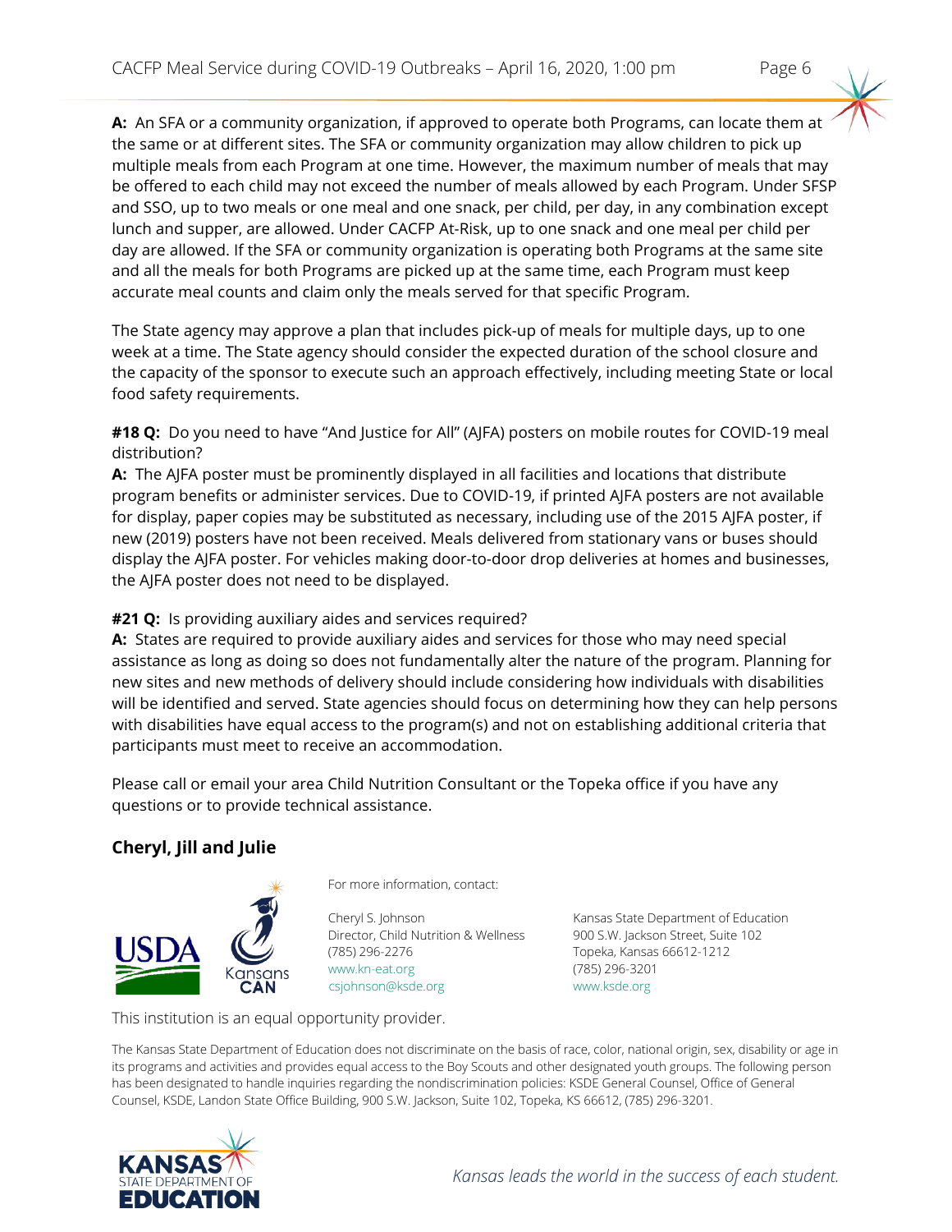**A:** An SFA or a community organization, if approved to operate both Programs, can locate them at the same or at different sites. The SFA or community organization may allow children to pick up multiple meals from each Program at one time. However, the maximum number of meals that may be offered to each child may not exceed the number of meals allowed by each Program. Under SFSP and SSO, up to two meals or one meal and one snack, per child, per day, in any combination except lunch and supper, are allowed. Under CACFP At-Risk, up to one snack and one meal per child per day are allowed. If the SFA or community organization is operating both Programs at the same site and all the meals for both Programs are picked up at the same time, each Program must keep accurate meal counts and claim only the meals served for that specific Program.

The State agency may approve a plan that includes pick-up of meals for multiple days, up to one week at a time. The State agency should consider the expected duration of the school closure and the capacity of the sponsor to execute such an approach effectively, including meeting State or local food safety requirements.

**#18 Q:** Do you need to have "And Justice for All" (AJFA) posters on mobile routes for COVID-19 meal distribution?

**A:** The AJFA poster must be prominently displayed in all facilities and locations that distribute program benefits or administer services. Due to COVID-19, if printed AJFA posters are not available for display, paper copies may be substituted as necessary, including use of the 2015 AJFA poster, if new (2019) posters have not been received. Meals delivered from stationary vans or buses should display the AJFA poster. For vehicles making door-to-door drop deliveries at homes and businesses, the AJFA poster does not need to be displayed.

**#21 Q:** Is providing auxiliary aides and services required?

**A:** States are required to provide auxiliary aides and services for those who may need special assistance as long as doing so does not fundamentally alter the nature of the program. Planning for new sites and new methods of delivery should include considering how individuals with disabilities will be identified and served. State agencies should focus on determining how they can help persons with disabilities have equal access to the program(s) and not on establishing additional criteria that participants must meet to receive an accommodation.

Please call or email your area Child Nutrition Consultant or the Topeka office if you have any questions or to provide technical assistance.

**Cheryl, Jill and Julie**

For more information, contact:

Cheryl S. Johnson
Director, Child Nutrition & Wellness
(785) 296-2276
www.kn-eat.org
csjohnson@ksde.org

Kansas State Department of Education
900 S.W. Jackson Street, Suite 102
Topeka, Kansas 66612-1212
(785) 296-3201
www.ksde.org

This institution is an equal opportunity provider.

The Kansas State Department of Education does not discriminate on the basis of race, color, national origin, sex, disability or age in its programs and activities and provides equal access to the Boy Scouts and other designated youth groups. The following person has been designated to handle inquiries regarding the nondiscrimination policies: KSDE General Counsel, Office of General Counsel, KSDE, Landon State Office Building, 900 S.W. Jackson, Suite 102, Topeka, KS 66612, (785) 296-3201.

*Kansas leads the world in the success of each student.*